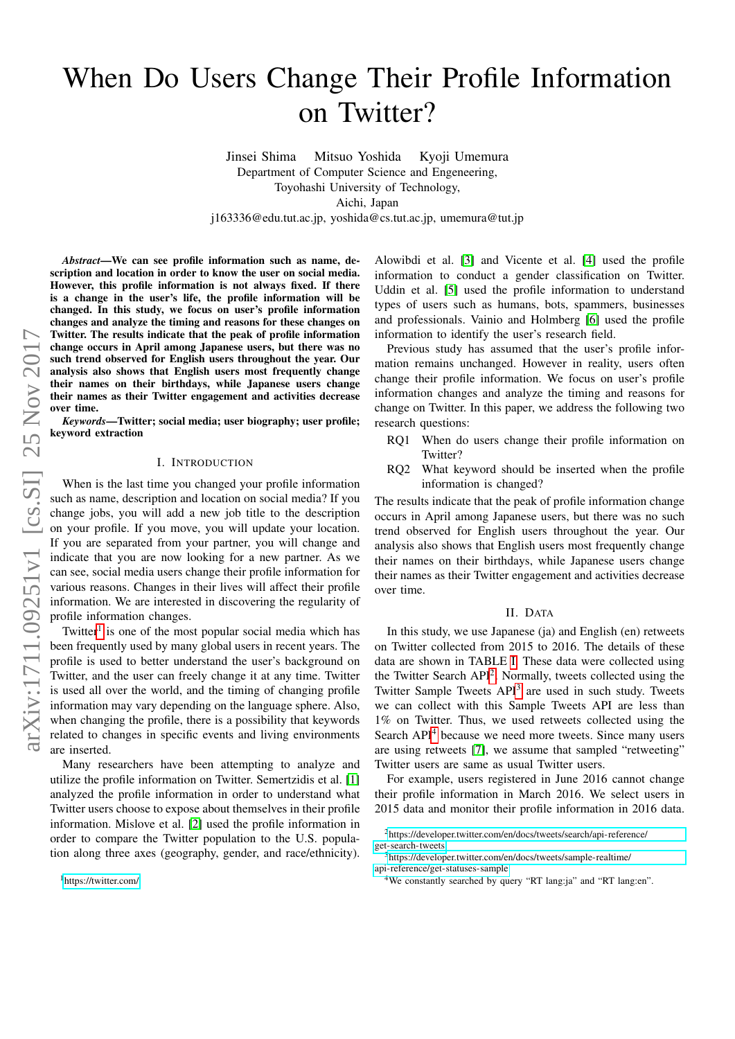# When Do Users Change Their Profile Information on Twitter?

Jinsei Shima Mitsuo Yoshida Kyoji Umemura
Department of Computer Science and Engeneering,
Toyohashi University of Technology,
Aichi, Japan
j163336@edu.tut.ac.jp, yoshida@cs.tut.ac.jp, umemura@tut.jp

***Abstract*—We can see profile information such as name, description and location in order to know the user on social media. However, this profile information is not always fixed. If there is a change in the user's life, the profile information will be changed. In this study, we focus on user's profile information changes and analyze the timing and reasons for these changes on Twitter. The results indicate that the peak of profile information change occurs in April among Japanese users, but there was no such trend observed for English users throughout the year. Our analysis also shows that English users most frequently change their names on their birthdays, while Japanese users change their names as their Twitter engagement and activities decrease over time.**

***Keywords*—Twitter; social media; user biography; user profile; keyword extraction**

## I. Introduction

When is the last time you changed your profile information such as name, description and location on social media? If you change jobs, you will add a new job title to the description on your profile. If you move, you will update your location. If you are separated from your partner, you will change and indicate that you are now looking for a new partner. As we can see, social media users change their profile information for various reasons. Changes in their lives will affect their profile information. We are interested in discovering the regularity of profile information changes.

Twitter[1] is one of the most popular social media which has been frequently used by many global users in recent years. The profile is used to better understand the user's background on Twitter, and the user can freely change it at any time. Twitter is used all over the world, and the timing of changing profile information may vary depending on the language sphere. Also, when changing the profile, there is a possibility that keywords related to changes in specific events and living environments are inserted.

Many researchers have been attempting to analyze and utilize the profile information on Twitter. Semertzidis et al. [1] analyzed the profile information in order to understand what Twitter users choose to expose about themselves in their profile information. Mislove et al. [2] used the profile information in order to compare the Twitter population to the U.S. population along three axes (geography, gender, and race/ethnicity). Alowibdi et al. [3] and Vicente et al. [4] used the profile information to conduct a gender classification on Twitter. Uddin et al. [5] used the profile information to understand types of users such as humans, bots, spammers, businesses and professionals. Vainio and Holmberg [6] used the profile information to identify the user's research field.

Previous study has assumed that the user's profile information remains unchanged. However in reality, users often change their profile information. We focus on user's profile information changes and analyze the timing and reasons for change on Twitter. In this paper, we address the following two research questions:

- RQ1 When do users change their profile information on Twitter?
- RQ2 What keyword should be inserted when the profile information is changed?

The results indicate that the peak of profile information change occurs in April among Japanese users, but there was no such trend observed for English users throughout the year. Our analysis also shows that English users most frequently change their names on their birthdays, while Japanese users change their names as their Twitter engagement and activities decrease over time.

## II. Data

In this study, we use Japanese (ja) and English (en) retweets on Twitter collected from 2015 to 2016. The details of these data are shown in TABLE I. These data were collected using the Twitter Search API[2]. Normally, tweets collected using the Twitter Sample Tweets API[3] are used in such study. Tweets we can collect with this Sample Tweets API are less than 1% on Twitter. Thus, we used retweets collected using the Search API[4] because we need more tweets. Since many users are using retweets [7], we assume that sampled "retweeting" Twitter users are same as usual Twitter users.

For example, users registered in June 2016 cannot change their profile information in March 2016. We select users in 2015 data and monitor their profile information in 2016 data.

[1] https://twitter.com/

[2] https://developer.twitter.com/en/docs/tweets/search/api-reference/get-search-tweets

[3] https://developer.twitter.com/en/docs/tweets/sample-realtime/api-reference/get-statuses-sample

[4] We constantly searched by query "RT lang:ja" and "RT lang:en".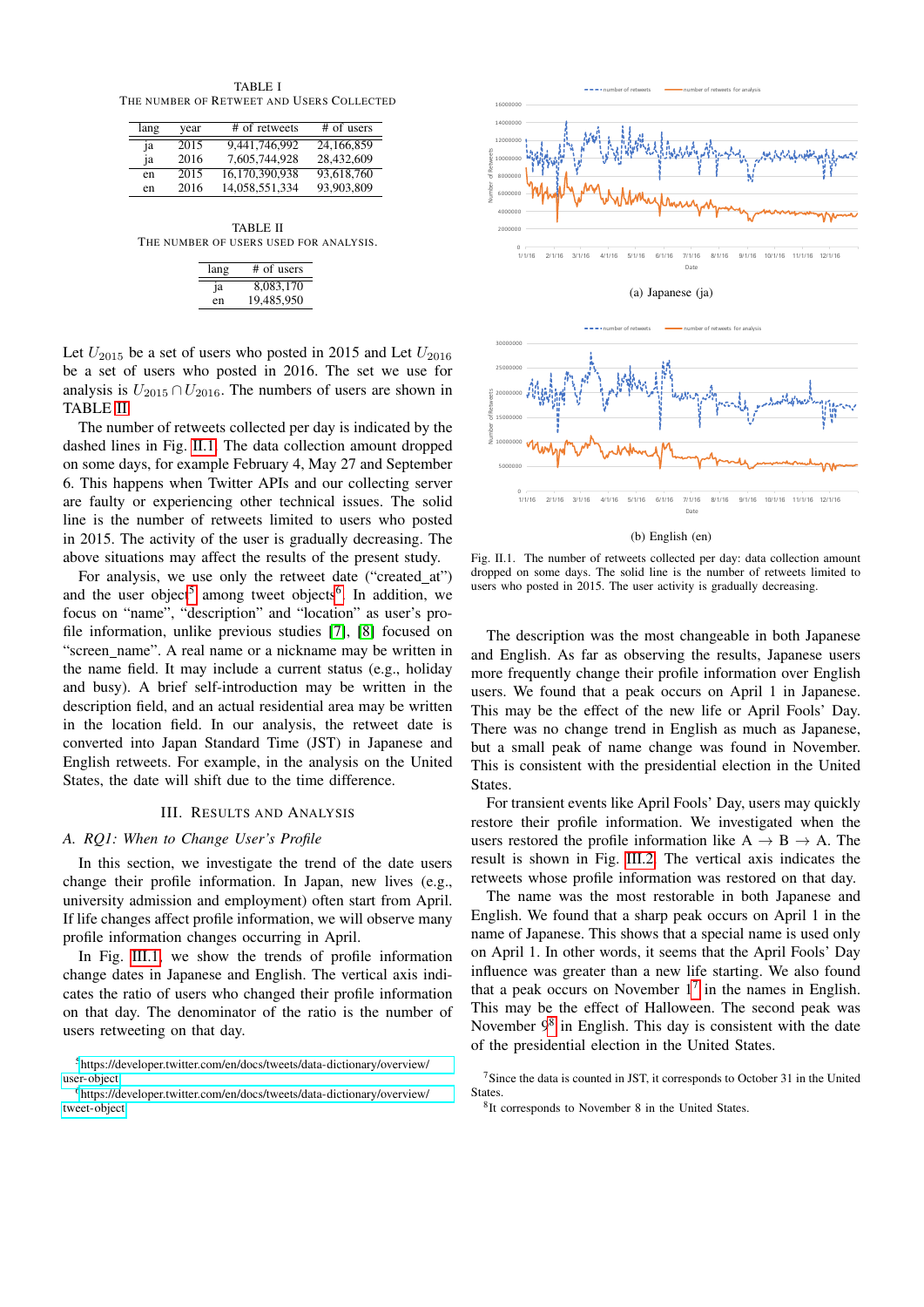TABLE I

THE NUMBER OF RETWEET AND USERS COLLECTED

| lang | year | # of retweets | # of users |
|---|---|---|---|
| ja | 2015 | 9,441,746,992 | 24,166,859 |
| ja | 2016 | 7,605,744,928 | 28,432,609 |
| en | 2015 | 16,170,390,938 | 93,618,760 |
| en | 2016 | 14,058,551,334 | 93,903,809 |

TABLE II

THE NUMBER OF USERS USED FOR ANALYSIS.

| lang | # of users |
|---|---|
| ja | 8,083,170 |
| en | 19,485,950 |

Let $U_{2015}$ be a set of users who posted in 2015 and Let $U_{2016}$ be a set of users who posted in 2016. The set we use for analysis is $U_{2015} \cap U_{2016}$. The numbers of users are shown in TABLE II.

The number of retweets collected per day is indicated by the dashed lines in Fig. II.1. The data collection amount dropped on some days, for example February 4, May 27 and September 6. This happens when Twitter APIs and our collecting server are faulty or experiencing other technical issues. The solid line is the number of retweets limited to users who posted in 2015. The activity of the user is gradually decreasing. The above situations may affect the results of the present study.

For analysis, we use only the retweet date ("created_at") and the user object[5] among tweet objects[6]. In addition, we focus on "name", "description" and "location" as user's profile information, unlike previous studies [7], [8] focused on "screen_name". A real name or a nickname may be written in the name field. It may include a current status (e.g., holiday and busy). A brief self-introduction may be written in the description field, and an actual residential area may be written in the location field. In our analysis, the retweet date is converted into Japan Standard Time (JST) in Japanese and English retweets. For example, in the analysis on the United States, the date will shift due to the time difference.

## III. Results and Analysis

### A. RQ1: When to Change User's Profile

In this section, we investigate the trend of the date users change their profile information. In Japan, new lives (e.g., university admission and employment) often start from April. If life changes affect profile information, we will observe many profile information changes occurring in April.

In Fig. III.1, we show the trends of profile information change dates in Japanese and English. The vertical axis indicates the ratio of users who changed their profile information on that day. The denominator of the ratio is the number of users retweeting on that day.

(a) Japanese (ja)

(b) English (en)

Fig. II.1. The number of retweets collected per day: data collection amount dropped on some days. The solid line is the number of retweets limited to users who posted in 2015. The user activity is gradually decreasing.

The description was the most changeable in both Japanese and English. As far as observing the results, Japanese users more frequently change their profile information over English users. We found that a peak occurs on April 1 in Japanese. This may be the effect of the new life or April Fools' Day. There was no change trend in English as much as Japanese, but a small peak of name change was found in November. This is consistent with the presidential election in the United States.

For transient events like April Fools' Day, users may quickly restore their profile information. We investigated when the users restored the profile information like A → B → A. The result is shown in Fig. III.2. The vertical axis indicates the retweets whose profile information was restored on that day.

The name was the most restorable in both Japanese and English. We found that a sharp peak occurs on April 1 in the name of Japanese. This shows that a special name is used only on April 1. In other words, it seems that the April Fools' Day influence was greater than a new life starting. We also found that a peak occurs on November 1[7] in the names in English. This may be the effect of Halloween. The second peak was November 9[8] in English. This day is consistent with the date of the presidential election in the United States.

[5] https://developer.twitter.com/en/docs/tweets/data-dictionary/overview/user-object

[6] https://developer.twitter.com/en/docs/tweets/data-dictionary/overview/tweet-object

[7] Since the data is counted in JST, it corresponds to October 31 in the United States.

[8] It corresponds to November 8 in the United States.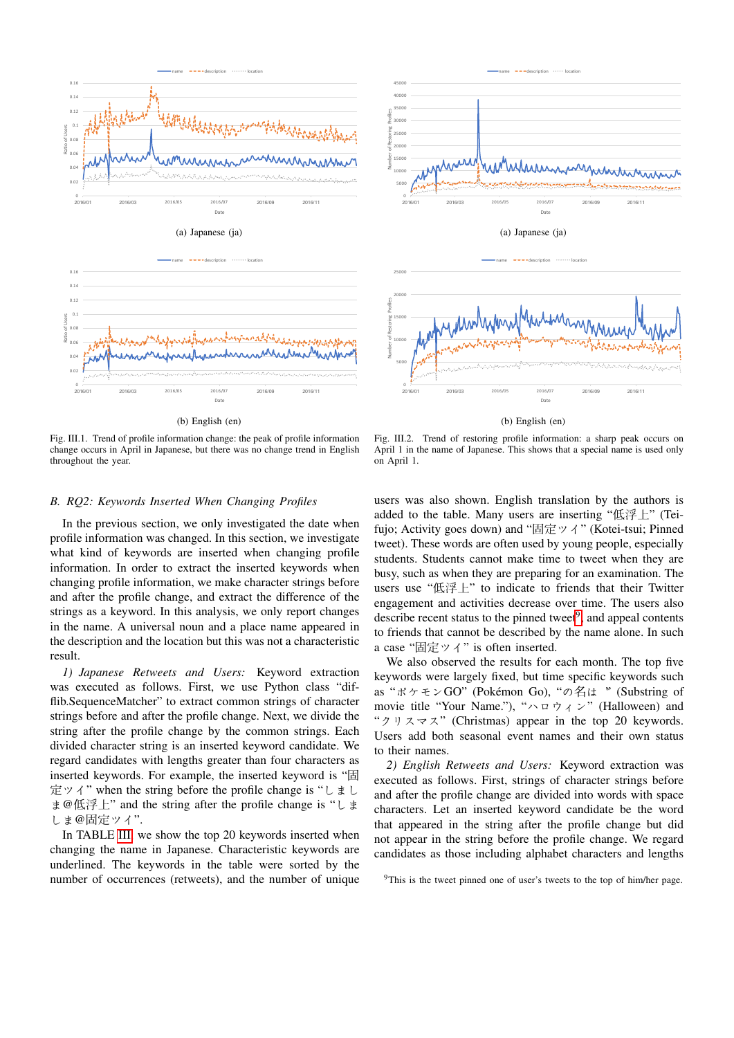(a) Japanese (ja)

(b) English (en)

Fig. III.1. Trend of profile information change: the peak of profile information change occurs in April in Japanese, but there was no change trend in English throughout the year.

(a) Japanese (ja)

(b) English (en)

Fig. III.2. Trend of restoring profile information: a sharp peak occurs on April 1 in the name of Japanese. This shows that a special name is used only on April 1.

### B. RQ2: Keywords Inserted When Changing Profiles

In the previous section, we only investigated the date when profile information was changed. In this section, we investigate what kind of keywords are inserted when changing profile information. In order to extract the inserted keywords when changing profile information, we make character strings before and after the profile change, and extract the difference of the strings as a keyword. In this analysis, we only report changes in the name. A universal noun and a place name appeared in the description and the location but this was not a characteristic result.

*1) Japanese Retweets and Users:* Keyword extraction was executed as follows. First, we use Python class "difflib.SequenceMatcher" to extract common strings of character strings before and after the profile change. Next, we divide the string after the profile change by the common strings. Each divided character string is an inserted keyword candidate. We regard candidates with lengths greater than four characters as inserted keywords. For example, the inserted keyword is "固定ツイ" when the string before the profile change is "しましま@低浮上" and the string after the profile change is "しましま@固定ツイ".

In TABLE III, we show the top 20 keywords inserted when changing the name in Japanese. Characteristic keywords are underlined. The keywords in the table were sorted by the number of occurrences (retweets), and the number of unique users was also shown. English translation by the authors is added to the table. Many users are inserting "低浮上" (Teifujo; Activity goes down) and "固定ツイ" (Kotei-tsui; Pinned tweet). These words are often used by young people, especially students. Students cannot make time to tweet when they are busy, such as when they are preparing for an examination. The users use "低浮上" to indicate to friends that their Twitter engagement and activities decrease over time. The users also describe recent status to the pinned tweet[9], and appeal contents to friends that cannot be described by the name alone. In such a case "固定ツイ" is often inserted.

We also observed the results for each month. The top five keywords were largely fixed, but time specific keywords such as "ポケモンGO" (Pokémon Go), "の名は " (Substring of movie title "Your Name."), "ハロウィン" (Halloween) and "クリスマス" (Christmas) appear in the top 20 keywords. Users add both seasonal event names and their own status to their names.

*2) English Retweets and Users:* Keyword extraction was executed as follows. First, strings of character strings before and after the profile change are divided into words with space characters. Let an inserted keyword candidate be the word that appeared in the string after the profile change but did not appear in the string before the profile change. We regard candidates as those including alphabet characters and lengths

[9]This is the tweet pinned one of user's tweets to the top of him/her page.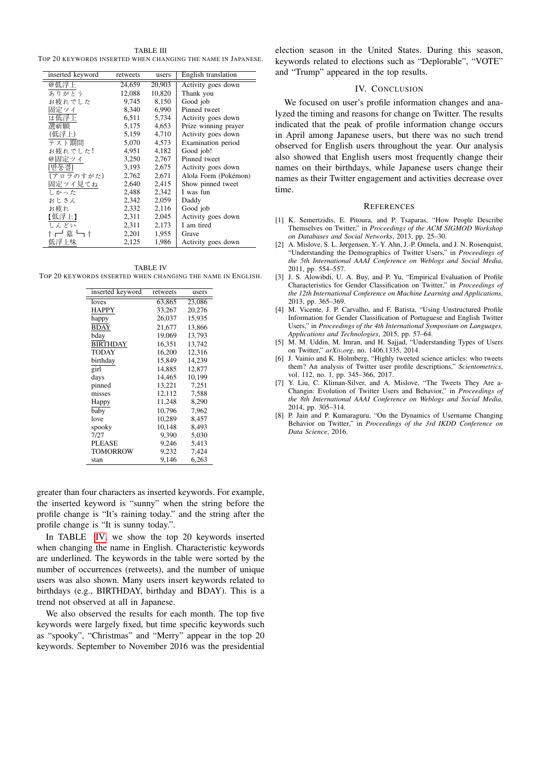TABLE III
TOP 20 KEYWORDS INSERTED WHEN CHANGING THE NAME IN JAPANESE.

| inserted keyword | retweets | users | English translation |
|---|---|---|---|
| @低浮上 | 24,659 | 20,903 | Activity goes down |
| ありがとう | 12,088 | 10,820 | Thank you |
| お疲れでした | 9,745 | 8,150 | Good job |
| 固定ツイ | 8,340 | 6,990 | Pinned tweet |
| は低浮上 | 6,511 | 5,734 | Activity goes down |
| 選祈願 | 5,175 | 4,653 | Prize winning prayer |
| (低浮上) | 5,159 | 4,710 | Activity goes down |
| テスト期間 | 5,070 | 4,573 | Examination period |
| お疲れでした! | 4,951 | 4,182 | Good job! |
| @固定ツイ | 3,250 | 2,767 | Pinned tweet |
| [반동결] | 3,193 | 2,675 | Activity goes down |
| (アローラのすがた) | 2,762 | 2,671 | Alola Form (Pokémon) |
| 固定ツイ見てね | 2,640 | 2,415 | Show pinned tweet |
| しかった | 2,488 | 2,342 | I was fun |
| おじさん | 2,342 | 2,059 | Daddy |
| お疲れ | 2,332 | 2,116 | Good job |
| 【低浮上】 | 2,311 | 2,045 | Activity goes down |
| しんどい | 2,311 | 2,173 | I am tired |
| †┌┘墓└┐† | 2,201 | 1,955 | Grave |
| 低浮上味 | 2,125 | 1,986 | Activity goes down |

TABLE IV
TOP 20 KEYWORDS INSERTED WHEN CHANGING THE NAME IN ENGLISH.

| inserted keyword | retweets | users |
|---|---|---|
| loves | 63,865 | 23,086 |
| HAPPY | 33,267 | 20,276 |
| happy | 26,037 | 15,935 |
| BDAY | 21,677 | 13,866 |
| bday | 19,069 | 13,793 |
| BIRTHDAY | 16,351 | 13,742 |
| TODAY | 16,200 | 12,316 |
| birthday | 15,849 | 14,239 |
| girl | 14,885 | 12,877 |
| days | 14,465 | 10,199 |
| pinned | 13,221 | 7,251 |
| misses | 12,112 | 7,588 |
| Happy | 11,248 | 8,290 |
| baby | 10,796 | 7,962 |
| love | 10,289 | 8,457 |
| spooky | 10,148 | 8,493 |
| 7/27 | 9,390 | 5,030 |
| PLEASE | 9,246 | 5,413 |
| TOMORROW | 9,232 | 7,424 |
| stan | 9,146 | 6,263 |

greater than four characters as inserted keywords. For example, the inserted keyword is "sunny" when the string before the profile change is "It's raining today." and the string after the profile change is "It is sunny today.".

In TABLE IV, we show the top 20 keywords inserted when changing the name in English. Characteristic keywords are underlined. The keywords in the table were sorted by the number of occurrences (retweets), and the number of unique users was also shown. Many users insert keywords related to birthdays (e.g., BIRTHDAY, birthday and BDAY). This is a trend not observed at all in Japanese.

We also observed the results for each month. The top five keywords were largely fixed, but time specific keywords such as "spooky", "Christmas" and "Merry" appear in the top 20 keywords. September to November 2016 was the presidential election season in the United States. During this season, keywords related to elections such as "Deplorable", "VOTE" and "Trump" appeared in the top results.

## IV. CONCLUSION

We focused on user's profile information changes and analyzed the timing and reasons for change on Twitter. The results indicated that the peak of profile information change occurs in April among Japanese users, but there was no such trend observed for English users throughout the year. Our analysis also showed that English users most frequently change their names on their birthdays, while Japanese users change their names as their Twitter engagement and activities decrease over time.

## REFERENCES

[1] K. Semertzidis, E. Pitoura, and P. Tsaparas, "How People Describe Themselves on Twitter," in *Proceedings of the ACM SIGMOD Workshop on Databases and Social Networks*, 2013, pp. 25–30.

[2] A. Mislove, S. L. Jørgensen, Y.-Y. Ahn, J.-P. Onnela, and J. N. Rosenquist, "Understanding the Demographics of Twitter Users," in *Proceedings of the 5th International AAAI Conference on Weblogs and Social Media*, 2011, pp. 554–557.

[3] J. S. Alowibdi, U. A. Buy, and P. Yu, "Empirical Evaluation of Profile Characteristics for Gender Classification on Twitter," in *Proceedings of the 12th International Conference on Machine Learning and Applications*, 2013, pp. 365–369.

[4] M. Vicente, J. P. Carvalho, and F. Batista, "Using Unstructured Profile Information for Gender Classification of Portuguese and English Twitter Users," in *Proceedings of the 4th International Symposium on Languages, Applications and Technologies*, 2015, pp. 57–64.

[5] M. M. Uddin, M. Imran, and H. Sajjad, "Understanding Types of Users on Twitter," *arXiv.org*, no. 1406.1335, 2014.

[6] J. Vainio and K. Holmberg, "Highly tweeted science articles: who tweets them? An analysis of Twitter user profile descriptions," *Scientometrics*, vol. 112, no. 1, pp. 345–366, 2017.

[7] Y. Liu, C. Kliman-Silver, and A. Mislove, "The Tweets They Are a-Changin: Evolution of Twitter Users and Behavior," in *Proceedings of the 8th International AAAI Conference on Weblogs and Social Media*, 2014, pp. 305–314.

[8] P. Jain and P. Kumaraguru, "On the Dynamics of Username Changing Behavior on Twitter," in *Proceedings of the 3rd IKDD Conference on Data Science*, 2016.